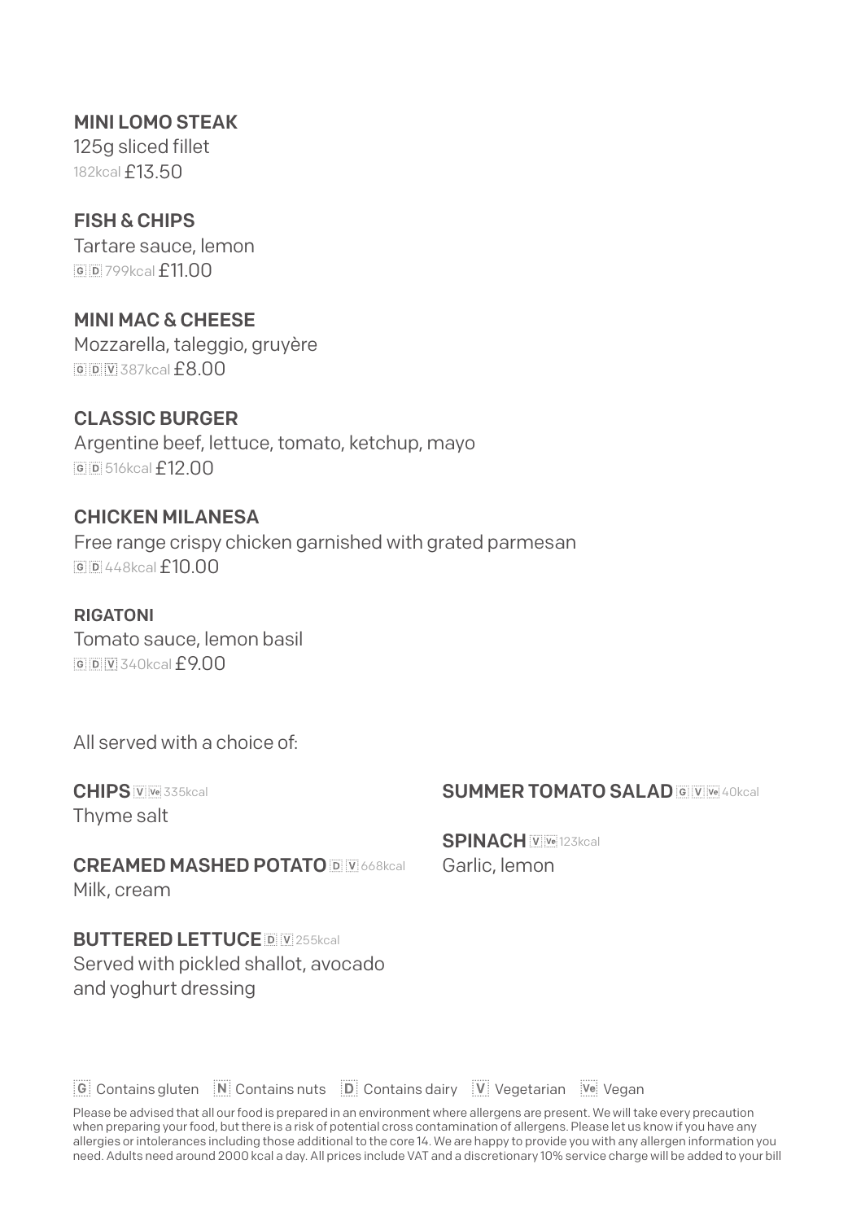**MINI LOMO STEAK**
125g sliced fillet
182kcal £13.50

**FISH & CHIPS**
Tartare sauce, lemon
G D 799kcal £11.00

**MINI MAC & CHEESE**
Mozzarella, taleggio, gruyère
G D V 387kcal £8.00

**CLASSIC BURGER**
Argentine beef, lettuce, tomato, ketchup, mayo
G D 516kcal £12.00

**CHICKEN MILANESA**
Free range crispy chicken garnished with grated parmesan
G D 448kcal £10.00

**RIGATONI**
Tomato sauce, lemon basil
G D V 340kcal £9.00

All served with a choice of:

**CHIPS** V Ve 335kcal
Thyme salt

**CREAMED MASHED POTATO** D V 668kcal
Milk, cream

**BUTTERED LETTUCE** D V 255kcal
Served with pickled shallot, avocado and yoghurt dressing

**SUMMER TOMATO SALAD** G V Ve 40kcal

**SPINACH** V Ve 123kcal
Garlic, lemon

G Contains gluten  N Contains nuts  D Contains dairy  V Vegetarian  Ve Vegan

Please be advised that all our food is prepared in an environment where allergens are present. We will take every precaution when preparing your food, but there is a risk of potential cross contamination of allergens. Please let us know if you have any allergies or intolerances including those additional to the core 14. We are happy to provide you with any allergen information you need. Adults need around 2000 kcal a day. All prices include VAT and a discretionary 10% service charge will be added to your bill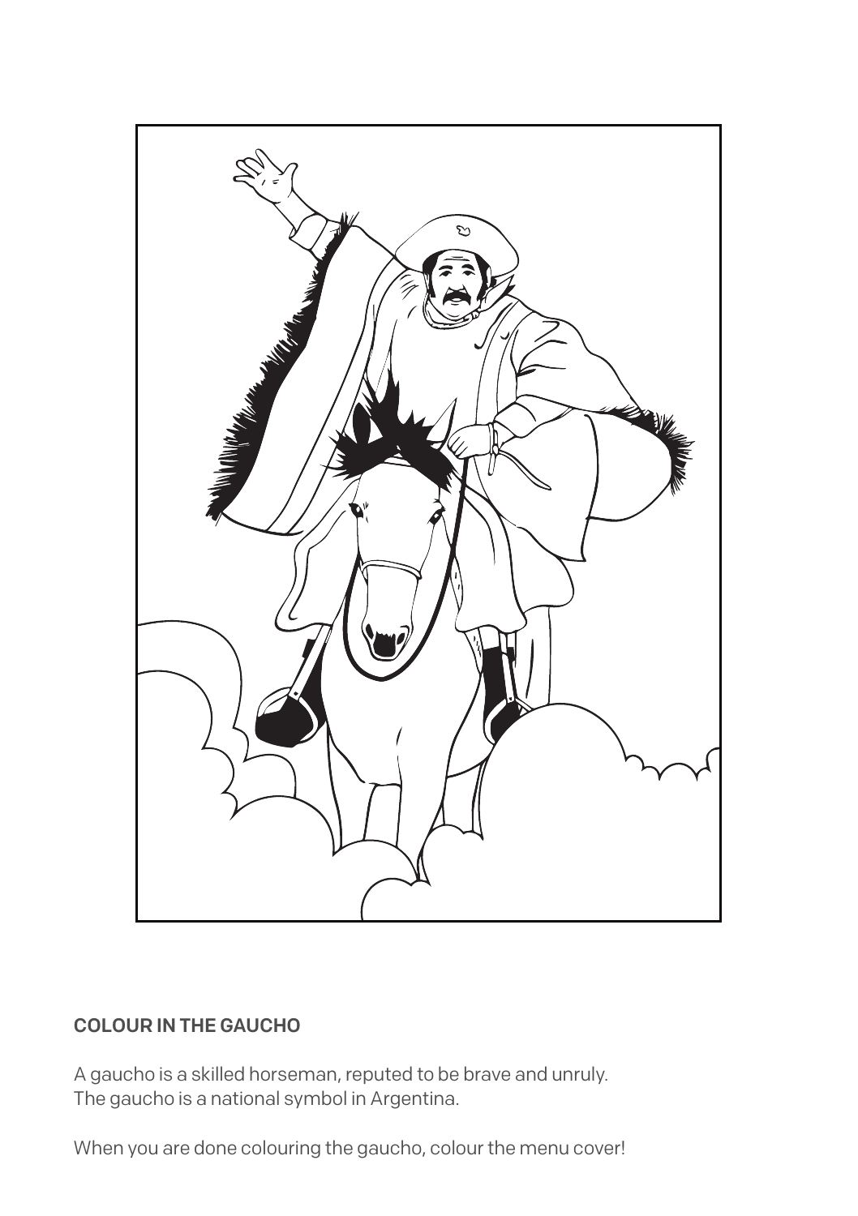**COLOUR IN THE GAUCHO**

A gaucho is a skilled horseman, reputed to be brave and unruly.
The gaucho is a national symbol in Argentina.

When you are done colouring the gaucho, colour the menu cover!